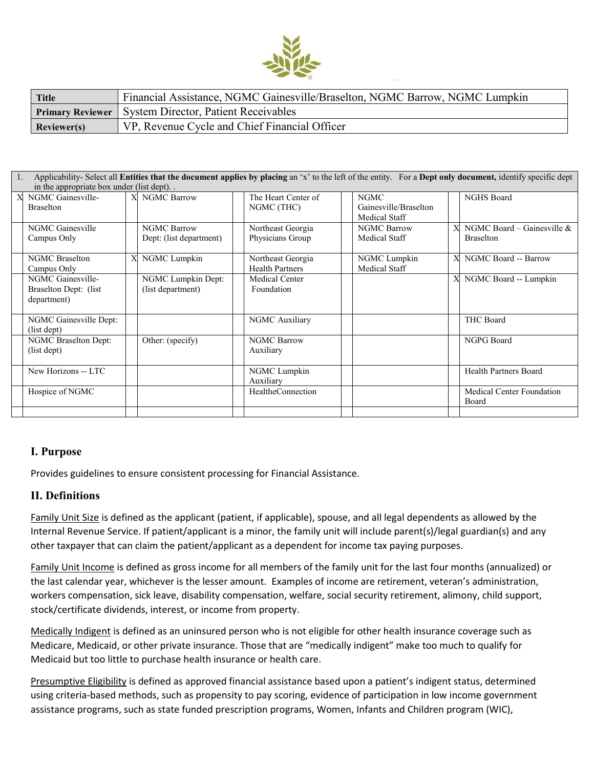| Title | Financial Assistance, NGMC Gainesville/Braselton, NGMC Barrow, NGMC Lumpkin |
|---|---|
| Primary Reviewer | System Director, Patient Receivables |
| Reviewer(s) | VP, Revenue Cycle and Chief Financial Officer |

| | 1. Applicability- Select all **Entities that the document applies by placing** an 'x' to the left of the entity. For a **Dept only document,** identify specific dept in the appropriate box under (list dept). . | | | | | | | | |
|---|---|---|---|---|---|---|---|---|---|
| X | NGMC Gainesville-Braselton | X | NGMC Barrow | | The Heart Center of NGMC (THC) | | NGMC Gainesville/Braselton Medical Staff | | NGHS Board |
| | NGMC Gainesville Campus Only | | NGMC Barrow Dept: (list department) | | Northeast Georgia Physicians Group | | NGMC Barrow Medical Staff | X | NGMC Board – Gainesville & Braselton |
| | NGMC Braselton Campus Only | X | NGMC Lumpkin | | Northeast Georgia Health Partners | | NGMC Lumpkin Medical Staff | X | NGMC Board -- Barrow |
| | NGMC Gainesville-Braselton Dept: (list department) | | NGMC Lumpkin Dept: (list department) | | Medical Center Foundation | | | X | NGMC Board -- Lumpkin |
| | NGMC Gainesville Dept: (list dept) | | | | NGMC Auxiliary | | | | THC Board |
| | NGMC Braselton Dept: (list dept) | | Other: (specify) | | NGMC Barrow Auxiliary | | | | NGPG Board |
| | New Horizons -- LTC | | | | NGMC Lumpkin Auxiliary | | | | Health Partners Board |
| | Hospice of NGMC | | | | HealtheConnection | | | | Medical Center Foundation Board |
| | | | | | | | | | |

## I. Purpose

Provides guidelines to ensure consistent processing for Financial Assistance.

## II. Definitions

Family Unit Size is defined as the applicant (patient, if applicable), spouse, and all legal dependents as allowed by the Internal Revenue Service. If patient/applicant is a minor, the family unit will include parent(s)/legal guardian(s) and any other taxpayer that can claim the patient/applicant as a dependent for income tax paying purposes.

Family Unit Income is defined as gross income for all members of the family unit for the last four months (annualized) or the last calendar year, whichever is the lesser amount. Examples of income are retirement, veteran's administration, workers compensation, sick leave, disability compensation, welfare, social security retirement, alimony, child support, stock/certificate dividends, interest, or income from property.

Medically Indigent is defined as an uninsured person who is not eligible for other health insurance coverage such as Medicare, Medicaid, or other private insurance. Those that are "medically indigent" make too much to qualify for Medicaid but too little to purchase health insurance or health care.

Presumptive Eligibility is defined as approved financial assistance based upon a patient's indigent status, determined using criteria-based methods, such as propensity to pay scoring, evidence of participation in low income government assistance programs, such as state funded prescription programs, Women, Infants and Children program (WIC),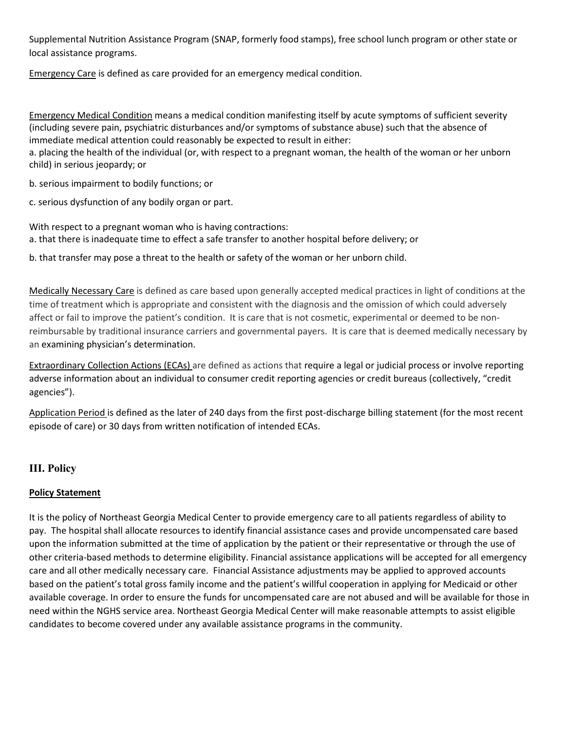Supplemental Nutrition Assistance Program (SNAP, formerly food stamps), free school lunch program or other state or local assistance programs.

Emergency Care is defined as care provided for an emergency medical condition.

Emergency Medical Condition means a medical condition manifesting itself by acute symptoms of sufficient severity (including severe pain, psychiatric disturbances and/or symptoms of substance abuse) such that the absence of immediate medical attention could reasonably be expected to result in either:

a. placing the health of the individual (or, with respect to a pregnant woman, the health of the woman or her unborn child) in serious jeopardy; or

b. serious impairment to bodily functions; or

c. serious dysfunction of any bodily organ or part.

With respect to a pregnant woman who is having contractions:

a. that there is inadequate time to effect a safe transfer to another hospital before delivery; or

b. that transfer may pose a threat to the health or safety of the woman or her unborn child.

Medically Necessary Care is defined as care based upon generally accepted medical practices in light of conditions at the time of treatment which is appropriate and consistent with the diagnosis and the omission of which could adversely affect or fail to improve the patient's condition. It is care that is not cosmetic, experimental or deemed to be non-reimbursable by traditional insurance carriers and governmental payers. It is care that is deemed medically necessary by an examining physician's determination.

Extraordinary Collection Actions (ECAs) are defined as actions that require a legal or judicial process or involve reporting adverse information about an individual to consumer credit reporting agencies or credit bureaus (collectively, "credit agencies").

Application Period is defined as the later of 240 days from the first post-discharge billing statement (for the most recent episode of care) or 30 days from written notification of intended ECAs.

## III. Policy

**Policy Statement**

It is the policy of Northeast Georgia Medical Center to provide emergency care to all patients regardless of ability to pay. The hospital shall allocate resources to identify financial assistance cases and provide uncompensated care based upon the information submitted at the time of application by the patient or their representative or through the use of other criteria-based methods to determine eligibility. Financial assistance applications will be accepted for all emergency care and all other medically necessary care. Financial Assistance adjustments may be applied to approved accounts based on the patient's total gross family income and the patient's willful cooperation in applying for Medicaid or other available coverage. In order to ensure the funds for uncompensated care are not abused and will be available for those in need within the NGHS service area. Northeast Georgia Medical Center will make reasonable attempts to assist eligible candidates to become covered under any available assistance programs in the community.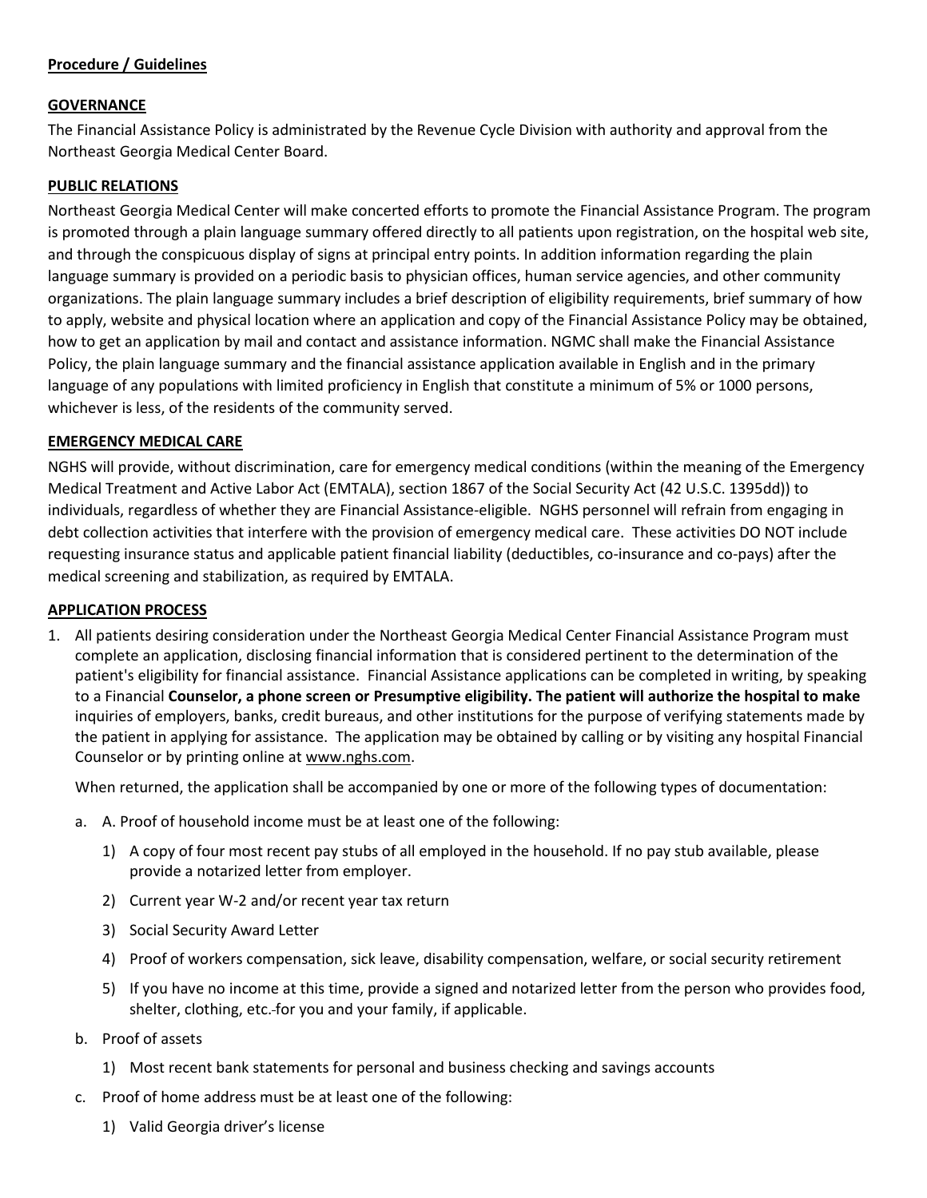**Procedure / Guidelines**

**GOVERNANCE**

The Financial Assistance Policy is administrated by the Revenue Cycle Division with authority and approval from the Northeast Georgia Medical Center Board.

**PUBLIC RELATIONS**

Northeast Georgia Medical Center will make concerted efforts to promote the Financial Assistance Program. The program is promoted through a plain language summary offered directly to all patients upon registration, on the hospital web site, and through the conspicuous display of signs at principal entry points. In addition information regarding the plain language summary is provided on a periodic basis to physician offices, human service agencies, and other community organizations. The plain language summary includes a brief description of eligibility requirements, brief summary of how to apply, website and physical location where an application and copy of the Financial Assistance Policy may be obtained, how to get an application by mail and contact and assistance information. NGMC shall make the Financial Assistance Policy, the plain language summary and the financial assistance application available in English and in the primary language of any populations with limited proficiency in English that constitute a minimum of 5% or 1000 persons, whichever is less, of the residents of the community served.

**EMERGENCY MEDICAL CARE**

NGHS will provide, without discrimination, care for emergency medical conditions (within the meaning of the Emergency Medical Treatment and Active Labor Act (EMTALA), section 1867 of the Social Security Act (42 U.S.C. 1395dd)) to individuals, regardless of whether they are Financial Assistance-eligible. NGHS personnel will refrain from engaging in debt collection activities that interfere with the provision of emergency medical care. These activities DO NOT include requesting insurance status and applicable patient financial liability (deductibles, co-insurance and co-pays) after the medical screening and stabilization, as required by EMTALA.

**APPLICATION PROCESS**

1. All patients desiring consideration under the Northeast Georgia Medical Center Financial Assistance Program must complete an application, disclosing financial information that is considered pertinent to the determination of the patient's eligibility for financial assistance. Financial Assistance applications can be completed in writing, by speaking to a Financial **Counselor, a phone screen or Presumptive eligibility. The patient will authorize the hospital to make** inquiries of employers, banks, credit bureaus, and other institutions for the purpose of verifying statements made by the patient in applying for assistance. The application may be obtained by calling or by visiting any hospital Financial Counselor or by printing online at www.nghs.com.

   When returned, the application shall be accompanied by one or more of the following types of documentation:

   a. A. Proof of household income must be at least one of the following:

      1) A copy of four most recent pay stubs of all employed in the household. If no pay stub available, please provide a notarized letter from employer.

      2) Current year W-2 and/or recent year tax return

      3) Social Security Award Letter

      4) Proof of workers compensation, sick leave, disability compensation, welfare, or social security retirement

      5) If you have no income at this time, provide a signed and notarized letter from the person who provides food, shelter, clothing, etc. for you and your family, if applicable.

   b. Proof of assets

      1) Most recent bank statements for personal and business checking and savings accounts

   c. Proof of home address must be at least one of the following:

      1) Valid Georgia driver's license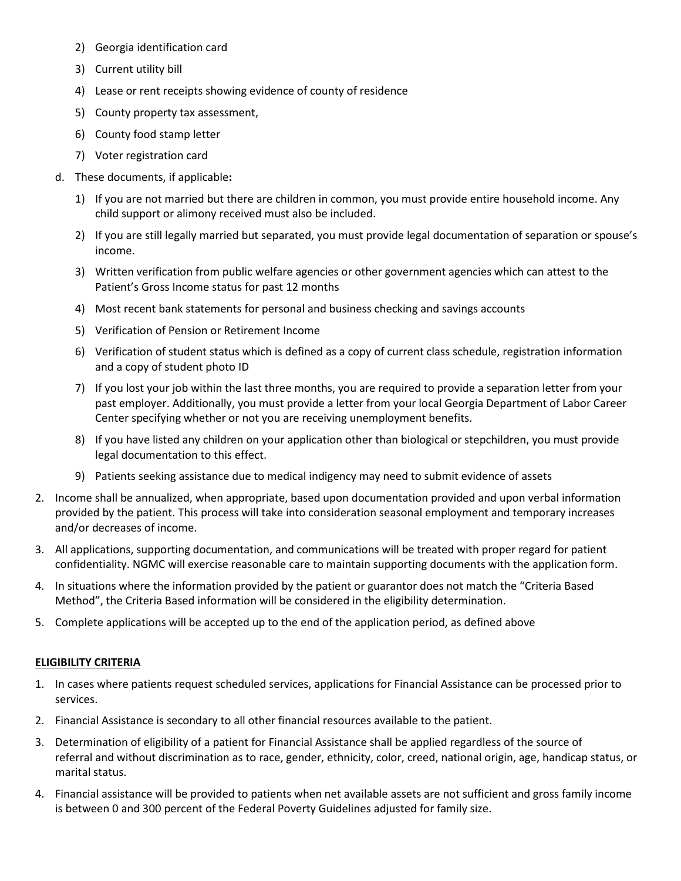2) Georgia identification card
3) Current utility bill
4) Lease or rent receipts showing evidence of county of residence
5) County property tax assessment,
6) County food stamp letter
7) Voter registration card

d. These documents, if applicable**:**

1) If you are not married but there are children in common, you must provide entire household income. Any child support or alimony received must also be included.
2) If you are still legally married but separated, you must provide legal documentation of separation or spouse's income.
3) Written verification from public welfare agencies or other government agencies which can attest to the Patient's Gross Income status for past 12 months
4) Most recent bank statements for personal and business checking and savings accounts
5) Verification of Pension or Retirement Income
6) Verification of student status which is defined as a copy of current class schedule, registration information and a copy of student photo ID
7) If you lost your job within the last three months, you are required to provide a separation letter from your past employer. Additionally, you must provide a letter from your local Georgia Department of Labor Career Center specifying whether or not you are receiving unemployment benefits.
8) If you have listed any children on your application other than biological or stepchildren, you must provide legal documentation to this effect.
9) Patients seeking assistance due to medical indigency may need to submit evidence of assets

2. Income shall be annualized, when appropriate, based upon documentation provided and upon verbal information provided by the patient. This process will take into consideration seasonal employment and temporary increases and/or decreases of income.
3. All applications, supporting documentation, and communications will be treated with proper regard for patient confidentiality. NGMC will exercise reasonable care to maintain supporting documents with the application form.
4. In situations where the information provided by the patient or guarantor does not match the "Criteria Based Method", the Criteria Based information will be considered in the eligibility determination.
5. Complete applications will be accepted up to the end of the application period, as defined above

**ELIGIBILITY CRITERIA**

1. In cases where patients request scheduled services, applications for Financial Assistance can be processed prior to services.
2. Financial Assistance is secondary to all other financial resources available to the patient.
3. Determination of eligibility of a patient for Financial Assistance shall be applied regardless of the source of referral and without discrimination as to race, gender, ethnicity, color, creed, national origin, age, handicap status, or marital status.
4. Financial assistance will be provided to patients when net available assets are not sufficient and gross family income is between 0 and 300 percent of the Federal Poverty Guidelines adjusted for family size.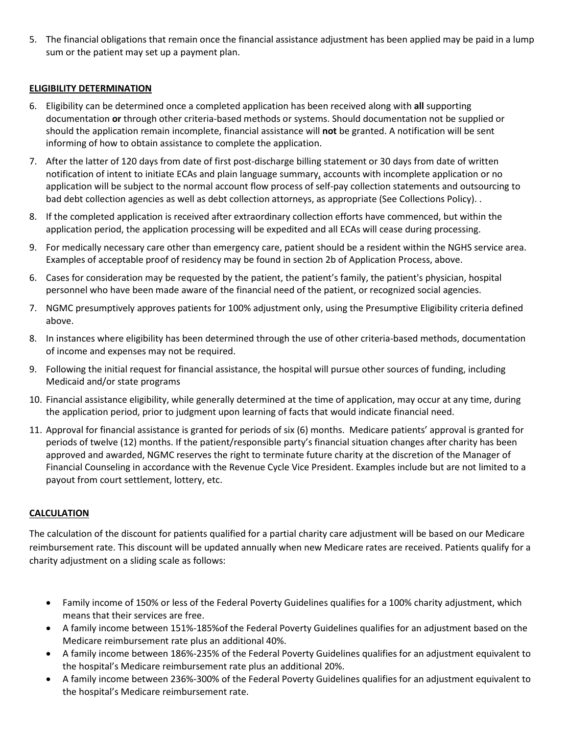5. The financial obligations that remain once the financial assistance adjustment has been applied may be paid in a lump sum or the patient may set up a payment plan.

**ELIGIBILITY DETERMINATION**

6. Eligibility can be determined once a completed application has been received along with **all** supporting documentation **or** through other criteria-based methods or systems. Should documentation not be supplied or should the application remain incomplete, financial assistance will **not** be granted. A notification will be sent informing of how to obtain assistance to complete the application.
7. After the latter of 120 days from date of first post-discharge billing statement or 30 days from date of written notification of intent to initiate ECAs and plain language summary, accounts with incomplete application or no application will be subject to the normal account flow process of self-pay collection statements and outsourcing to bad debt collection agencies as well as debt collection attorneys, as appropriate (See Collections Policy). .
8. If the completed application is received after extraordinary collection efforts have commenced, but within the application period, the application processing will be expedited and all ECAs will cease during processing.
9. For medically necessary care other than emergency care, patient should be a resident within the NGHS service area. Examples of acceptable proof of residency may be found in section 2b of Application Process, above.

6. Cases for consideration may be requested by the patient, the patient's family, the patient's physician, hospital personnel who have been made aware of the financial need of the patient, or recognized social agencies.
7. NGMC presumptively approves patients for 100% adjustment only, using the Presumptive Eligibility criteria defined above.
8. In instances where eligibility has been determined through the use of other criteria-based methods, documentation of income and expenses may not be required.
9. Following the initial request for financial assistance, the hospital will pursue other sources of funding, including Medicaid and/or state programs
10. Financial assistance eligibility, while generally determined at the time of application, may occur at any time, during the application period, prior to judgment upon learning of facts that would indicate financial need.
11. Approval for financial assistance is granted for periods of six (6) months. Medicare patients' approval is granted for periods of twelve (12) months. If the patient/responsible party's financial situation changes after charity has been approved and awarded, NGMC reserves the right to terminate future charity at the discretion of the Manager of Financial Counseling in accordance with the Revenue Cycle Vice President. Examples include but are not limited to a payout from court settlement, lottery, etc.

**CALCULATION**

The calculation of the discount for patients qualified for a partial charity care adjustment will be based on our Medicare reimbursement rate. This discount will be updated annually when new Medicare rates are received. Patients qualify for a charity adjustment on a sliding scale as follows:

- Family income of 150% or less of the Federal Poverty Guidelines qualifies for a 100% charity adjustment, which means that their services are free.
- A family income between 151%-185%of the Federal Poverty Guidelines qualifies for an adjustment based on the Medicare reimbursement rate plus an additional 40%.
- A family income between 186%-235% of the Federal Poverty Guidelines qualifies for an adjustment equivalent to the hospital's Medicare reimbursement rate plus an additional 20%.
- A family income between 236%-300% of the Federal Poverty Guidelines qualifies for an adjustment equivalent to the hospital's Medicare reimbursement rate.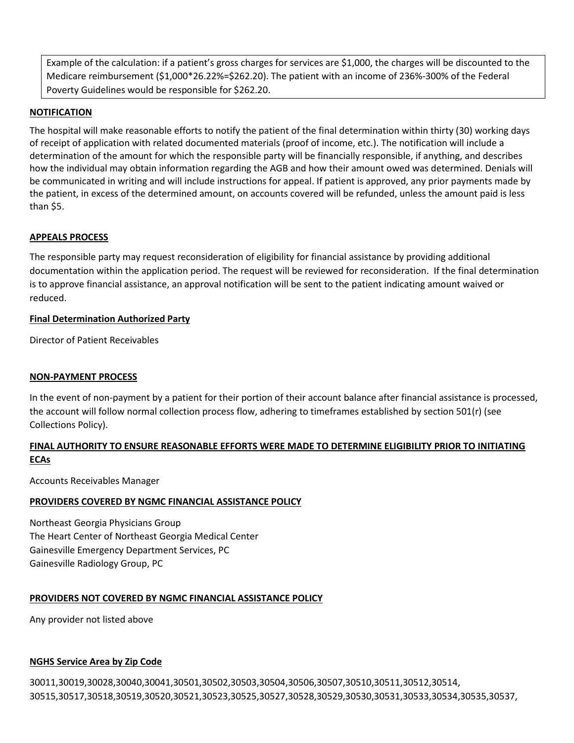Example of the calculation: if a patient's gross charges for services are $1,000, the charges will be discounted to the Medicare reimbursement ($1,000*26.22%=$262.20). The patient with an income of 236%-300% of the Federal Poverty Guidelines would be responsible for $262.20.

**NOTIFICATION**

The hospital will make reasonable efforts to notify the patient of the final determination within thirty (30) working days of receipt of application with related documented materials (proof of income, etc.). The notification will include a determination of the amount for which the responsible party will be financially responsible, if anything, and describes how the individual may obtain information regarding the AGB and how their amount owed was determined. Denials will be communicated in writing and will include instructions for appeal. If patient is approved, any prior payments made by the patient, in excess of the determined amount, on accounts covered will be refunded, unless the amount paid is less than $5.

**APPEALS PROCESS**

The responsible party may request reconsideration of eligibility for financial assistance by providing additional documentation within the application period. The request will be reviewed for reconsideration. If the final determination is to approve financial assistance, an approval notification will be sent to the patient indicating amount waived or reduced.

**Final Determination Authorized Party**

Director of Patient Receivables

**NON-PAYMENT PROCESS**

In the event of non-payment by a patient for their portion of their account balance after financial assistance is processed, the account will follow normal collection process flow, adhering to timeframes established by section 501(r) (see Collections Policy).

**FINAL AUTHORITY TO ENSURE REASONABLE EFFORTS WERE MADE TO DETERMINE ELIGIBILITY PRIOR TO INITIATING ECAs**

Accounts Receivables Manager

**PROVIDERS COVERED BY NGMC FINANCIAL ASSISTANCE POLICY**

Northeast Georgia Physicians Group
The Heart Center of Northeast Georgia Medical Center
Gainesville Emergency Department Services, PC
Gainesville Radiology Group, PC

**PROVIDERS NOT COVERED BY NGMC FINANCIAL ASSISTANCE POLICY**

Any provider not listed above

**NGHS Service Area by Zip Code**

30011,30019,30028,30040,30041,30501,30502,30503,30504,30506,30507,30510,30511,30512,30514, 30515,30517,30518,30519,30520,30521,30523,30525,30527,30528,30529,30530,30531,30533,30534,30535,30537,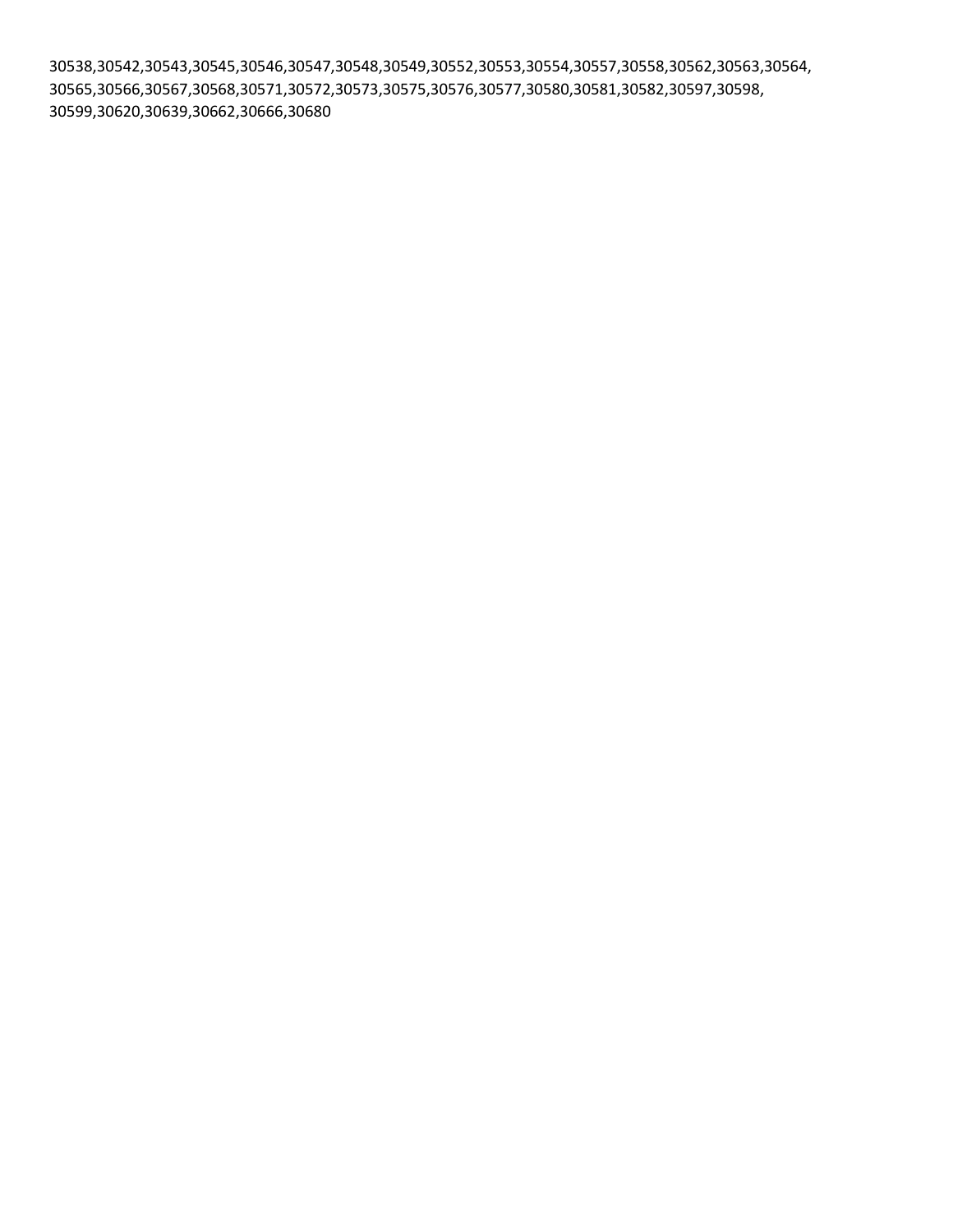30538,30542,30543,30545,30546,30547,30548,30549,30552,30553,30554,30557,30558,30562,30563,30564,
30565,30566,30567,30568,30571,30572,30573,30575,30576,30577,30580,30581,30582,30597,30598,
30599,30620,30639,30662,30666,30680